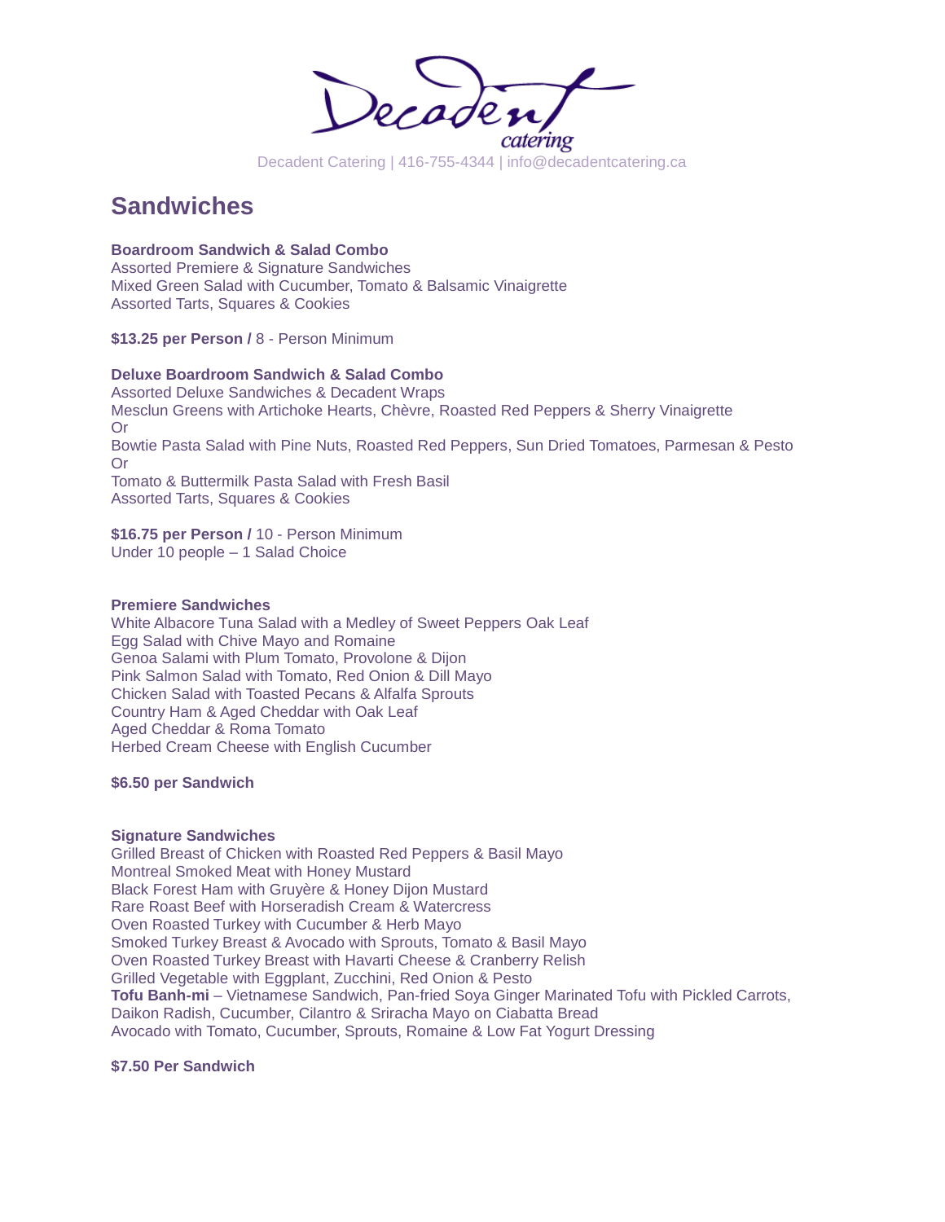Decadent catering

Decadent Catering | 416-755-4344 | info@decadentcatering.ca

# Sandwiches

**Boardroom Sandwich & Salad Combo**
Assorted Premiere & Signature Sandwiches
Mixed Green Salad with Cucumber, Tomato & Balsamic Vinaigrette
Assorted Tarts, Squares & Cookies

**$13.25 per Person /** 8 - Person Minimum

**Deluxe Boardroom Sandwich & Salad Combo**
Assorted Deluxe Sandwiches & Decadent Wraps
Mesclun Greens with Artichoke Hearts, Chèvre, Roasted Red Peppers & Sherry Vinaigrette
Or
Bowtie Pasta Salad with Pine Nuts, Roasted Red Peppers, Sun Dried Tomatoes, Parmesan & Pesto
Or
Tomato & Buttermilk Pasta Salad with Fresh Basil
Assorted Tarts, Squares & Cookies

**$16.75 per Person /** 10 - Person Minimum
Under 10 people – 1 Salad Choice

**Premiere Sandwiches**
White Albacore Tuna Salad with a Medley of Sweet Peppers Oak Leaf
Egg Salad with Chive Mayo and Romaine
Genoa Salami with Plum Tomato, Provolone & Dijon
Pink Salmon Salad with Tomato, Red Onion & Dill Mayo
Chicken Salad with Toasted Pecans & Alfalfa Sprouts
Country Ham & Aged Cheddar with Oak Leaf
Aged Cheddar & Roma Tomato
Herbed Cream Cheese with English Cucumber

**$6.50 per Sandwich**

**Signature Sandwiches**
Grilled Breast of Chicken with Roasted Red Peppers & Basil Mayo
Montreal Smoked Meat with Honey Mustard
Black Forest Ham with Gruyère & Honey Dijon Mustard
Rare Roast Beef with Horseradish Cream & Watercress
Oven Roasted Turkey with Cucumber & Herb Mayo
Smoked Turkey Breast & Avocado with Sprouts, Tomato & Basil Mayo
Oven Roasted Turkey Breast with Havarti Cheese & Cranberry Relish
Grilled Vegetable with Eggplant, Zucchini, Red Onion & Pesto
**Tofu Banh-mi** – Vietnamese Sandwich, Pan-fried Soya Ginger Marinated Tofu with Pickled Carrots, Daikon Radish, Cucumber, Cilantro & Sriracha Mayo on Ciabatta Bread
Avocado with Tomato, Cucumber, Sprouts, Romaine & Low Fat Yogurt Dressing

**$7.50 Per Sandwich**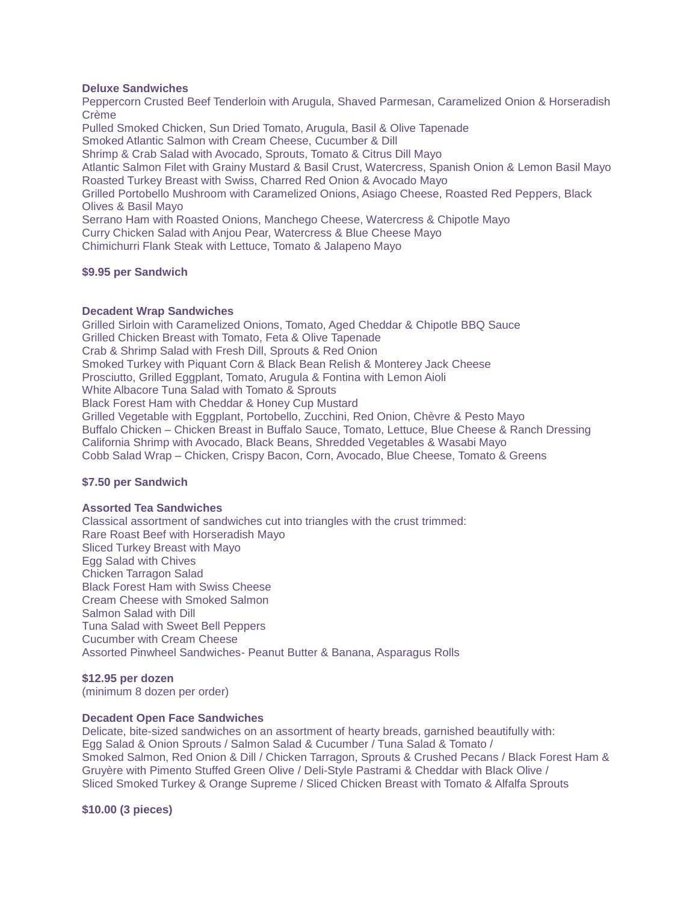**Deluxe Sandwiches**

Peppercorn Crusted Beef Tenderloin with Arugula, Shaved Parmesan, Caramelized Onion & Horseradish Crème
Pulled Smoked Chicken, Sun Dried Tomato, Arugula, Basil & Olive Tapenade
Smoked Atlantic Salmon with Cream Cheese, Cucumber & Dill
Shrimp & Crab Salad with Avocado, Sprouts, Tomato & Citrus Dill Mayo
Atlantic Salmon Filet with Grainy Mustard & Basil Crust, Watercress, Spanish Onion & Lemon Basil Mayo
Roasted Turkey Breast with Swiss, Charred Red Onion & Avocado Mayo
Grilled Portobello Mushroom with Caramelized Onions, Asiago Cheese, Roasted Red Peppers, Black Olives & Basil Mayo
Serrano Ham with Roasted Onions, Manchego Cheese, Watercress & Chipotle Mayo
Curry Chicken Salad with Anjou Pear, Watercress & Blue Cheese Mayo
Chimichurri Flank Steak with Lettuce, Tomato & Jalapeno Mayo

**$9.95 per Sandwich**

**Decadent Wrap Sandwiches**

Grilled Sirloin with Caramelized Onions, Tomato, Aged Cheddar & Chipotle BBQ Sauce
Grilled Chicken Breast with Tomato, Feta & Olive Tapenade
Crab & Shrimp Salad with Fresh Dill, Sprouts & Red Onion
Smoked Turkey with Piquant Corn & Black Bean Relish & Monterey Jack Cheese
Prosciutto, Grilled Eggplant, Tomato, Arugula & Fontina with Lemon Aioli
White Albacore Tuna Salad with Tomato & Sprouts
Black Forest Ham with Cheddar & Honey Cup Mustard
Grilled Vegetable with Eggplant, Portobello, Zucchini, Red Onion, Chèvre & Pesto Mayo
Buffalo Chicken – Chicken Breast in Buffalo Sauce, Tomato, Lettuce, Blue Cheese & Ranch Dressing
California Shrimp with Avocado, Black Beans, Shredded Vegetables & Wasabi Mayo
Cobb Salad Wrap – Chicken, Crispy Bacon, Corn, Avocado, Blue Cheese, Tomato & Greens

**$7.50 per Sandwich**

**Assorted Tea Sandwiches**

Classical assortment of sandwiches cut into triangles with the crust trimmed:
Rare Roast Beef with Horseradish Mayo
Sliced Turkey Breast with Mayo
Egg Salad with Chives
Chicken Tarragon Salad
Black Forest Ham with Swiss Cheese
Cream Cheese with Smoked Salmon
Salmon Salad with Dill
Tuna Salad with Sweet Bell Peppers
Cucumber with Cream Cheese
Assorted Pinwheel Sandwiches- Peanut Butter & Banana, Asparagus Rolls

**$12.95 per dozen**
(minimum 8 dozen per order)

**Decadent Open Face Sandwiches**

Delicate, bite-sized sandwiches on an assortment of hearty breads, garnished beautifully with:
Egg Salad & Onion Sprouts / Salmon Salad & Cucumber / Tuna Salad & Tomato /
Smoked Salmon, Red Onion & Dill / Chicken Tarragon, Sprouts & Crushed Pecans / Black Forest Ham & Gruyère with Pimento Stuffed Green Olive / Deli-Style Pastrami & Cheddar with Black Olive /
Sliced Smoked Turkey & Orange Supreme / Sliced Chicken Breast with Tomato & Alfalfa Sprouts

**$10.00 (3 pieces)**